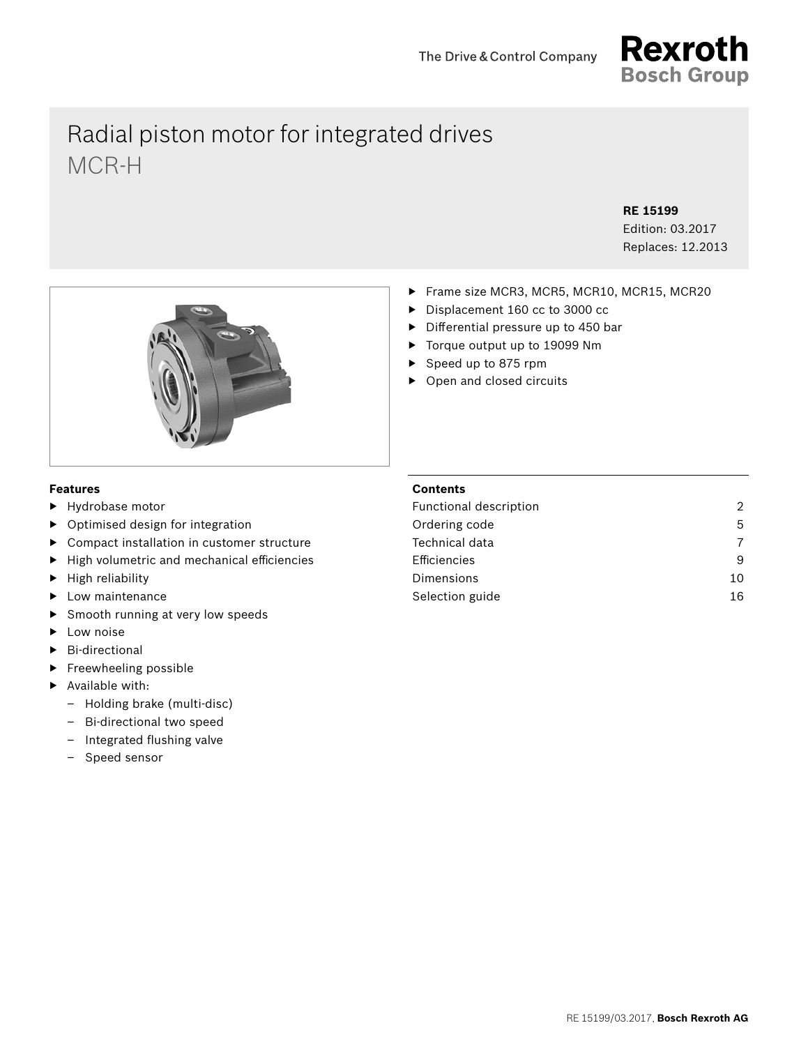The Drive & Control Company

**Rexroth**
**Bosch Group**

# Radial piston motor for integrated drives
## MCR-H

**RE 15199**
Edition: 03.2017
Replaces: 12.2013

- Frame size MCR3, MCR5, MCR10, MCR15, MCR20
- Displacement 160 cc to 3000 cc
- Differential pressure up to 450 bar
- Torque output up to 19099 Nm
- Speed up to 875 rpm
- Open and closed circuits

### Features

- Hydrobase motor
- Optimised design for integration
- Compact installation in customer structure
- High volumetric and mechanical efficiencies
- High reliability
- Low maintenance
- Smooth running at very low speeds
- Low noise
- Bi-directional
- Freewheeling possible
- Available with:
  - Holding brake (multi-disc)
  - Bi-directional two speed
  - Integrated flushing valve
  - Speed sensor

### Contents

| | |
|---|---|
| Functional description | 2 |
| Ordering code | 5 |
| Technical data | 7 |
| Efficiencies | 9 |
| Dimensions | 10 |
| Selection guide | 16 |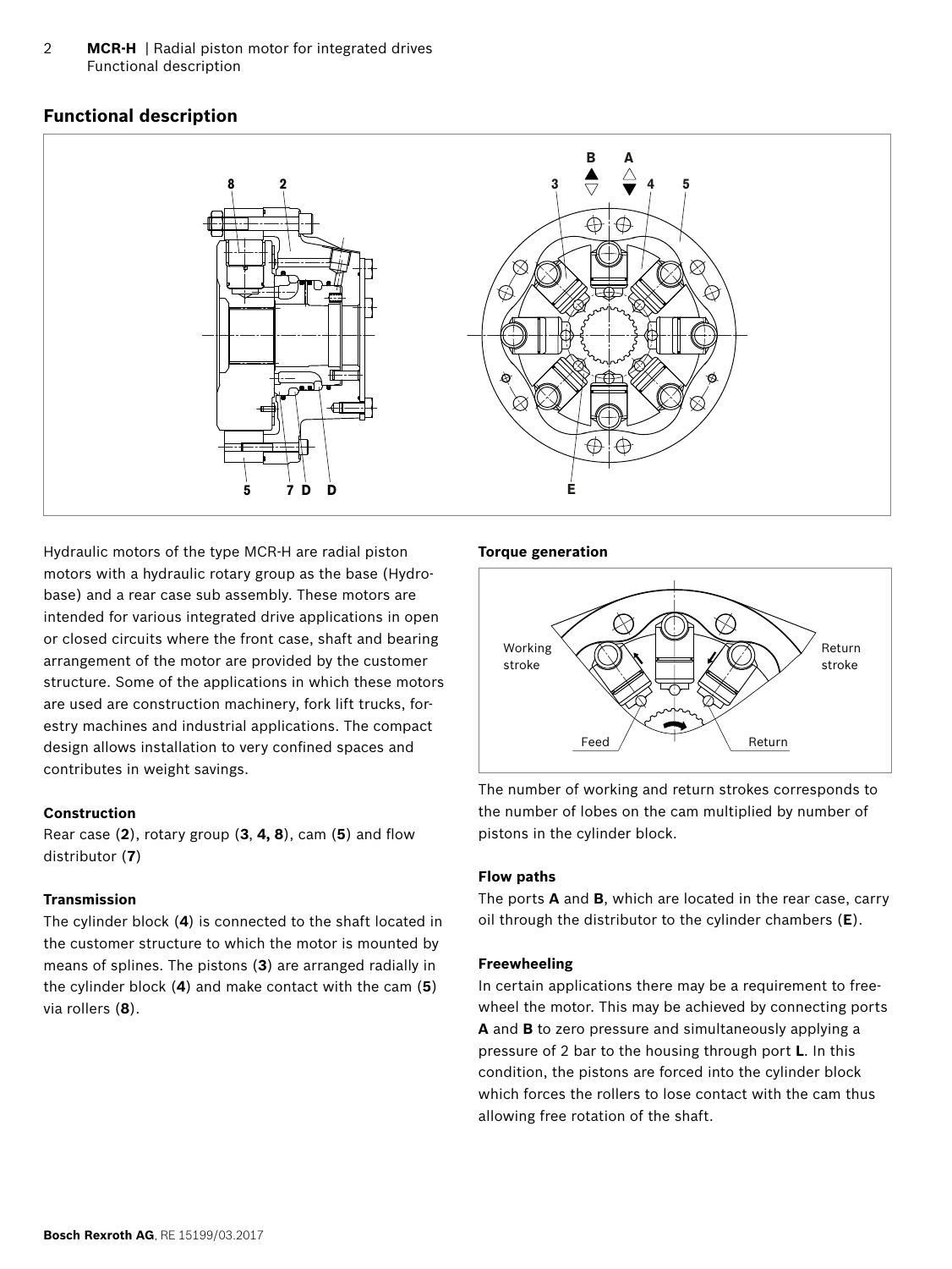## Functional description

Hydraulic motors of the type MCR-H are radial piston motors with a hydraulic rotary group as the base (Hydrobase) and a rear case sub assembly. These motors are intended for various integrated drive applications in open or closed circuits where the front case, shaft and bearing arrangement of the motor are provided by the customer structure. Some of the applications in which these motors are used are construction machinery, fork lift trucks, forestry machines and industrial applications. The compact design allows installation to very confined spaces and contributes in weight savings.

### Construction

Rear case (**2**), rotary group (**3**, **4, 8**), cam (**5**) and flow distributor (**7**)

### Transmission

The cylinder block (**4**) is connected to the shaft located in the customer structure to which the motor is mounted by means of splines. The pistons (**3**) are arranged radially in the cylinder block (**4**) and make contact with the cam (**5**) via rollers (**8**).

### Torque generation

The number of working and return strokes corresponds to the number of lobes on the cam multiplied by number of pistons in the cylinder block.

### Flow paths

The ports **A** and **B**, which are located in the rear case, carry oil through the distributor to the cylinder chambers (**E**).

### Freewheeling

In certain applications there may be a requirement to freewheel the motor. This may be achieved by connecting ports **A** and **B** to zero pressure and simultaneously applying a pressure of 2 bar to the housing through port **L**. In this condition, the pistons are forced into the cylinder block which forces the rollers to lose contact with the cam thus allowing free rotation of the shaft.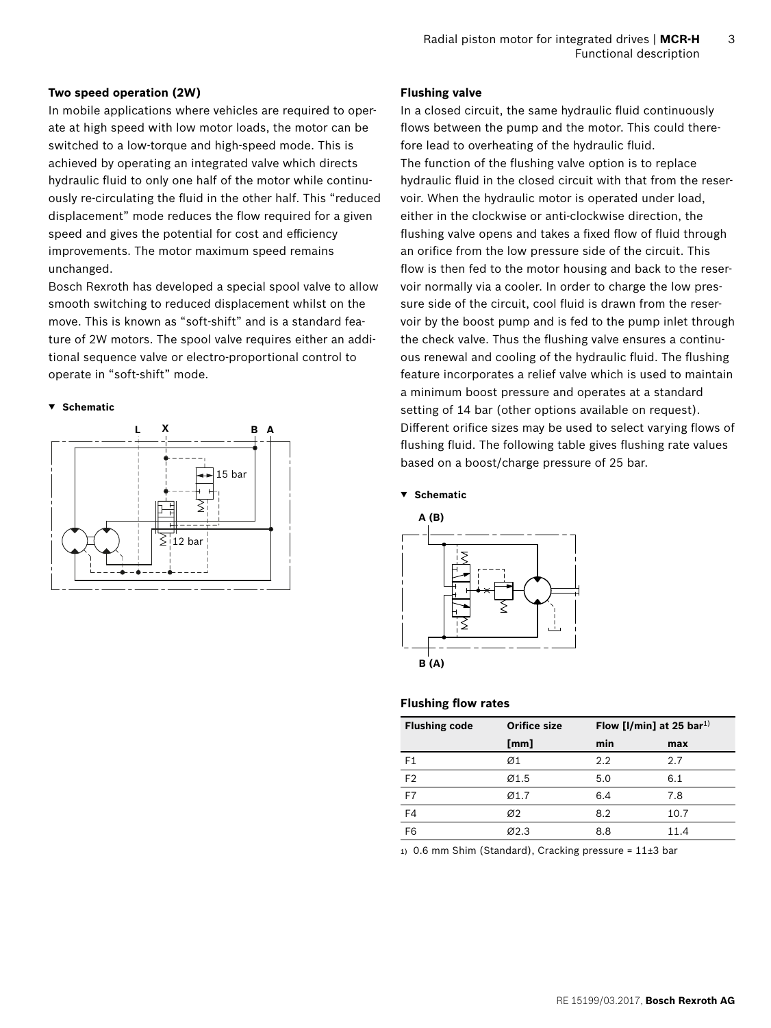### Two speed operation (2W)

In mobile applications where vehicles are required to operate at high speed with low motor loads, the motor can be switched to a low-torque and high-speed mode. This is achieved by operating an integrated valve which directs hydraulic fluid to only one half of the motor while continuously re-circulating the fluid in the other half. This "reduced displacement" mode reduces the flow required for a given speed and gives the potential for cost and efficiency improvements. The motor maximum speed remains unchanged.

Bosch Rexroth has developed a special spool valve to allow smooth switching to reduced displacement whilst on the move. This is known as "soft-shift" and is a standard feature of 2W motors. The spool valve requires either an additional sequence valve or electro-proportional control to operate in "soft-shift" mode.

▼ **Schematic**

L X B A

15 bar

12 bar

### Flushing valve

In a closed circuit, the same hydraulic fluid continuously flows between the pump and the motor. This could therefore lead to overheating of the hydraulic fluid.

The function of the flushing valve option is to replace hydraulic fluid in the closed circuit with that from the reservoir. When the hydraulic motor is operated under load, either in the clockwise or anti-clockwise direction, the flushing valve opens and takes a fixed flow of fluid through an orifice from the low pressure side of the circuit. This flow is then fed to the motor housing and back to the reservoir normally via a cooler. In order to charge the low pressure side of the circuit, cool fluid is drawn from the reservoir by the boost pump and is fed to the pump inlet through the check valve. Thus the flushing valve ensures a continuous renewal and cooling of the hydraulic fluid. The flushing feature incorporates a relief valve which is used to maintain a minimum boost pressure and operates at a standard setting of 14 bar (other options available on request). Different orifice sizes may be used to select varying flows of flushing fluid. The following table gives flushing rate values based on a boost/charge pressure of 25 bar.

▼ **Schematic**

A (B)

B (A)

### Flushing flow rates

| Flushing code | Orifice size | Flow [l/min] at 25 bar[1] | |
|---|---|---|---|
| | [mm] | min | max |
| F1 | Ø1 | 2.2 | 2.7 |
| F2 | Ø1.5 | 5.0 | 6.1 |
| F7 | Ø1.7 | 6.4 | 7.8 |
| F4 | Ø2 | 8.2 | 10.7 |
| F6 | Ø2.3 | 8.8 | 11.4 |

1) 0.6 mm Shim (Standard), Cracking pressure = 11±3 bar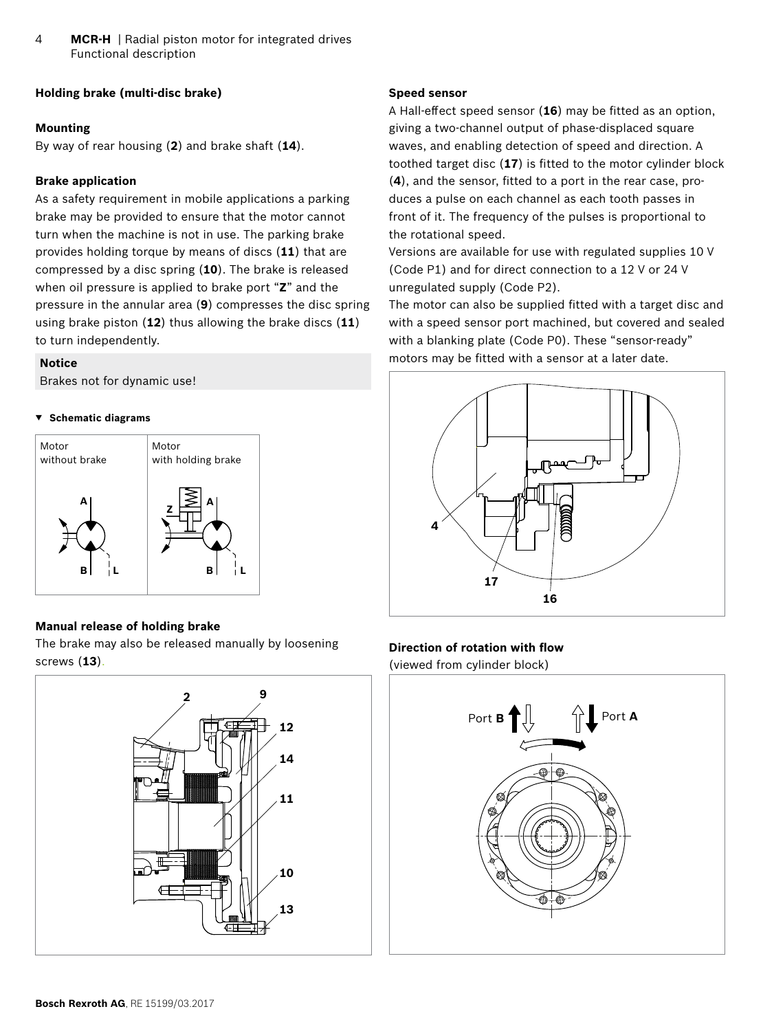## Holding brake (multi-disc brake)

### Mounting

By way of rear housing (**2**) and brake shaft (**14**).

### Brake application

As a safety requirement in mobile applications a parking brake may be provided to ensure that the motor cannot turn when the machine is not in use. The parking brake provides holding torque by means of discs (**11**) that are compressed by a disc spring (**10**). The brake is released when oil pressure is applied to brake port "**Z**" and the pressure in the annular area (**9**) compresses the disc spring using brake piston (**12**) thus allowing the brake discs (**11**) to turn independently.

**Notice**

Brakes not for dynamic use!

▼ **Schematic diagrams**

| Motor without brake | Motor with holding brake |
|---|---|
| A, B, L | Z, A, B, L |

### Manual release of holding brake

The brake may also be released manually by loosening screws (**13**).

2, 9, 12, 14, 11, 10, 13

### Speed sensor

A Hall-effect speed sensor (**16**) may be fitted as an option, giving a two-channel output of phase-displaced square waves, and enabling detection of speed and direction. A toothed target disc (**17**) is fitted to the motor cylinder block (**4**), and the sensor, fitted to a port in the rear case, produces a pulse on each channel as each tooth passes in front of it. The frequency of the pulses is proportional to the rotational speed.

Versions are available for use with regulated supplies 10 V (Code P1) and for direct connection to a 12 V or 24 V unregulated supply (Code P2).

The motor can also be supplied fitted with a target disc and with a speed sensor port machined, but covered and sealed with a blanking plate (Code P0). These "sensor-ready" motors may be fitted with a sensor at a later date.

4, 17, 16

### Direction of rotation with flow

(viewed from cylinder block)

Port **B** Port **A**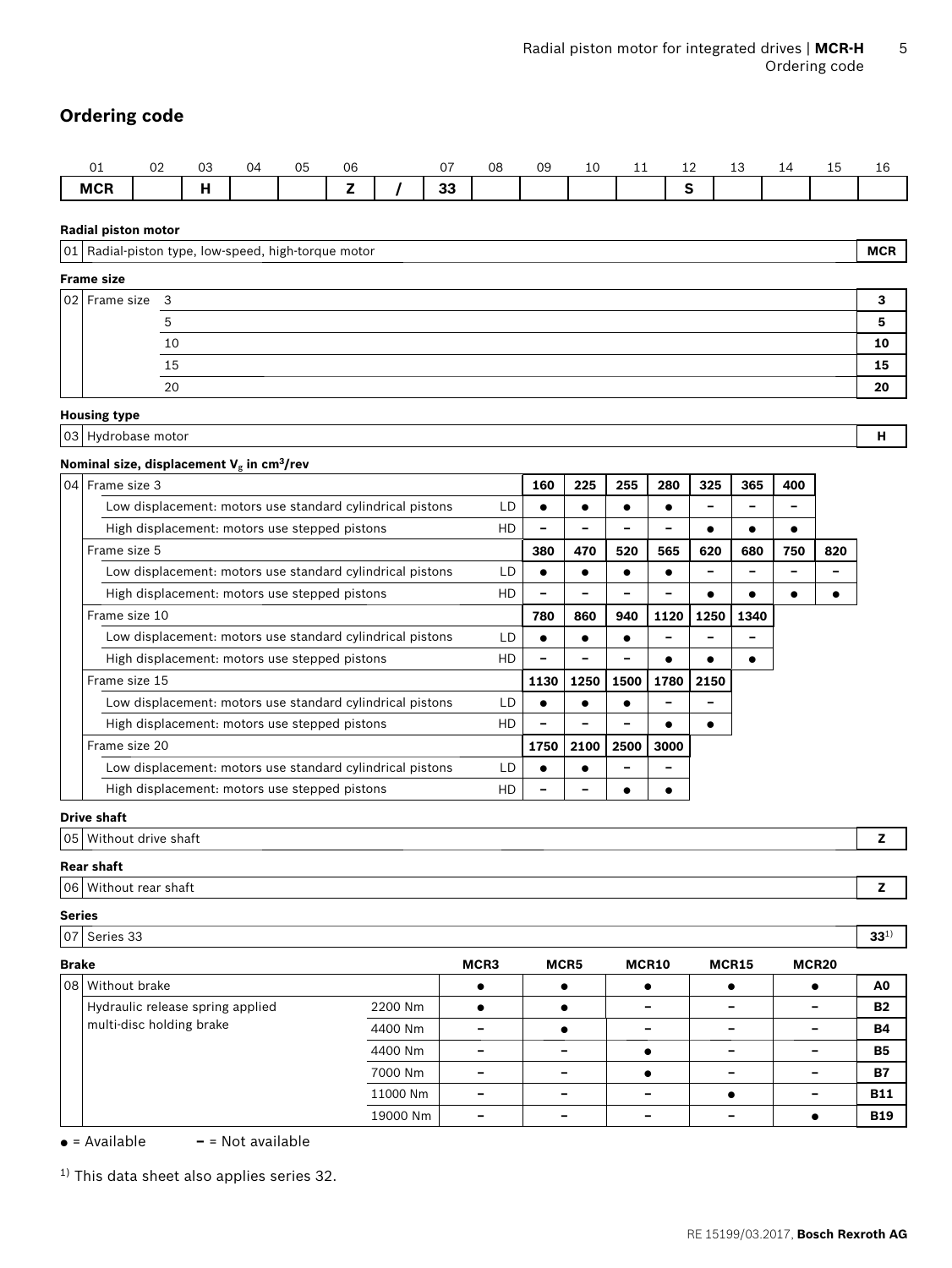## Ordering code

| 01 | 02 | 03 | 04 | 05 | 06 | | 07 | 08 | 09 | 10 | 11 | 12 | 13 | 14 | 15 | 16 |
|---|---|---|---|---|---|---|---|---|---|---|---|---|---|---|---|---|
| **MCR** | | **H** | | | **Z** | **/** | **33** | | | | | **S** | | | | |

### Radial piston motor

| | | |
|---|---|---|
| 01 | Radial-piston type, low-speed, high-torque motor | **MCR** |

### Frame size

| | | | |
|---|---|---|---|
| 02 | Frame size | 3 | **3** |
| | | 5 | **5** |
| | | 10 | **10** |
| | | 15 | **15** |
| | | 20 | **20** |

### Housing type

| | | |
|---|---|---|
| 03 | Hydrobase motor | **H** |

### Nominal size, displacement $V_g$ in cm³/rev

| | | | | | | | | | | |
|---|---|---|---|---|---|---|---|---|---|---|
| 04 | Frame size 3 | | **160** | **225** | **255** | **280** | **325** | **365** | **400** | |
| | Low displacement: motors use standard cylindrical pistons | LD | ● | ● | ● | ● | – | – | – | |
| | High displacement: motors use stepped pistons | HD | – | – | – | – | ● | ● | ● | |
| | Frame size 5 | | **380** | **470** | **520** | **565** | **620** | **680** | **750** | **820** |
| | Low displacement: motors use standard cylindrical pistons | LD | ● | ● | ● | ● | – | – | – | – |
| | High displacement: motors use stepped pistons | HD | – | – | – | – | ● | ● | ● | ● |
| | Frame size 10 | | **780** | **860** | **940** | **1120** | **1250** | **1340** | | |
| | Low displacement: motors use standard cylindrical pistons | LD | ● | ● | ● | – | – | – | | |
| | High displacement: motors use stepped pistons | HD | – | – | – | ● | ● | ● | | |
| | Frame size 15 | | **1130** | **1250** | **1500** | **1780** | **2150** | | | |
| | Low displacement: motors use standard cylindrical pistons | LD | ● | ● | ● | – | – | | | |
| | High displacement: motors use stepped pistons | HD | – | – | – | ● | ● | | | |
| | Frame size 20 | | **1750** | **2100** | **2500** | **3000** | | | | |
| | Low displacement: motors use standard cylindrical pistons | LD | ● | ● | – | – | | | | |
| | High displacement: motors use stepped pistons | HD | – | – | ● | ● | | | | |

### Drive shaft

| | | |
|---|---|---|
| 05 | Without drive shaft | **Z** |

### Rear shaft

| | | |
|---|---|---|
| 06 | Without rear shaft | **Z** |

### Series

| | | |
|---|---|---|
| 07 | Series 33 | **33**[1] |

### Brake

| | | | MCR3 | MCR5 | MCR10 | MCR15 | MCR20 | |
|---|---|---|---|---|---|---|---|---|
| 08 | Without brake | | ● | ● | ● | ● | ● | **A0** |
| | Hydraulic release spring applied multi-disc holding brake | 2200 Nm | ● | ● | – | – | – | **B2** |
| | | 4400 Nm | – | ● | – | – | – | **B4** |
| | | 4400 Nm | – | – | ● | – | – | **B5** |
| | | 7000 Nm | – | – | ● | – | – | **B7** |
| | | 11000 Nm | – | – | – | ● | – | **B11** |
| | | 19000 Nm | – | – | – | – | ● | **B19** |

● = Available  – = Not available

[1] This data sheet also applies series 32.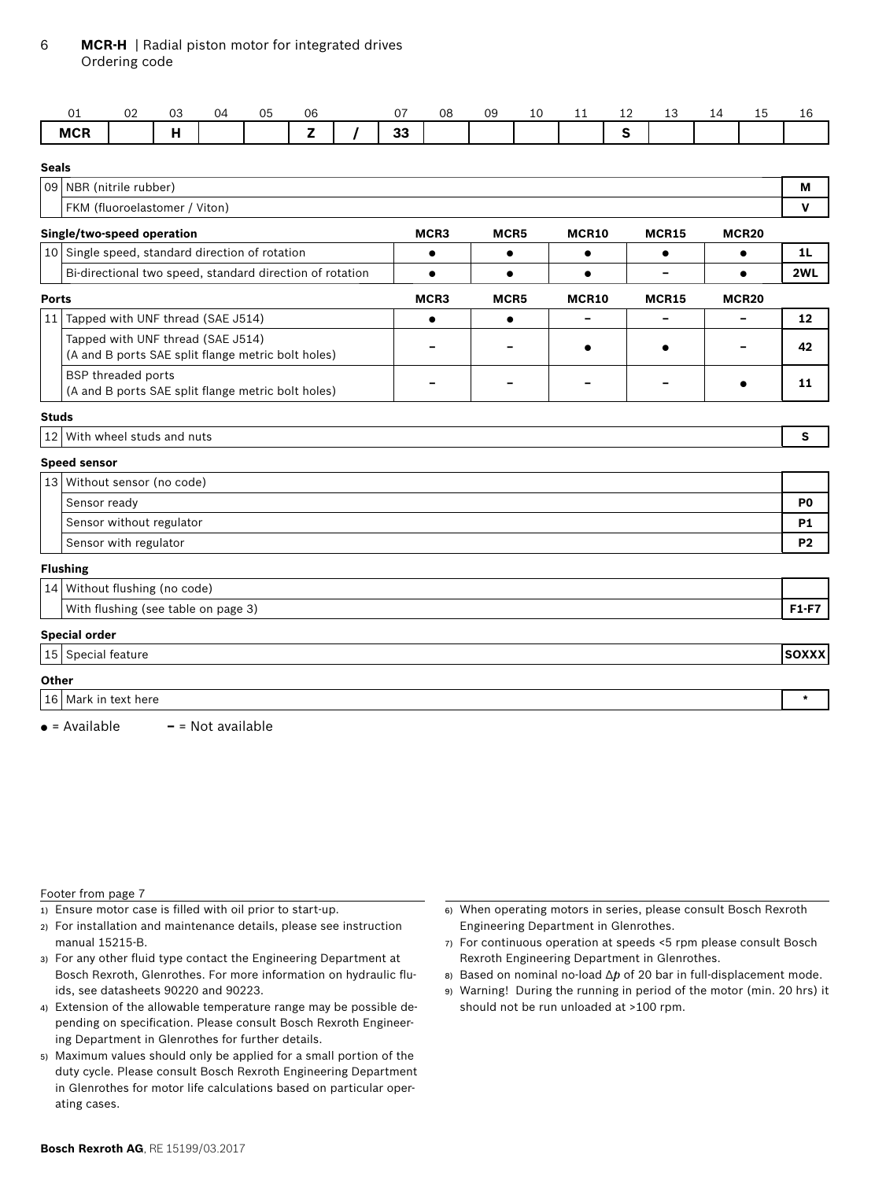## Ordering code

| 01 | 02 | 03 | 04 | 05 | 06 | | 07 | 08 | 09 | 10 | 11 | 12 | 13 | 14 | 15 | 16 |
|---|---|---|---|---|---|---|---|---|---|---|---|---|---|---|---|---|
| **MCR** | | **H** | | | **Z** | **/** | **33** | | | | | **S** | | | | |

**Seals**

| | | |
|---|---|---|
| 09 | NBR (nitrile rubber) | **M** |
| | FKM (fluoroelastomer / Viton) | **V** |

**Single/two-speed operation**

| | | MCR3 | MCR5 | MCR10 | MCR15 | MCR20 | |
|---|---|---|---|---|---|---|---|
| 10 | Single speed, standard direction of rotation | ● | ● | ● | ● | ● | **1L** |
| | Bi-directional two speed, standard direction of rotation | ● | ● | ● | – | ● | **2WL** |

**Ports**

| | | MCR3 | MCR5 | MCR10 | MCR15 | MCR20 | |
|---|---|---|---|---|---|---|---|
| 11 | Tapped with UNF thread (SAE J514) | ● | ● | – | – | – | **12** |
| | Tapped with UNF thread (SAE J514) (A and B ports SAE split flange metric bolt holes) | – | – | ● | ● | – | **42** |
| | BSP threaded ports (A and B ports SAE split flange metric bolt holes) | – | – | – | – | ● | **11** |

**Studs**

| | | |
|---|---|---|
| 12 | With wheel studs and nuts | **S** |

**Speed sensor**

| | | |
|---|---|---|
| 13 | Without sensor (no code) | |
| | Sensor ready | **P0** |
| | Sensor without regulator | **P1** |
| | Sensor with regulator | **P2** |

**Flushing**

| | | |
|---|---|---|
| 14 | Without flushing (no code) | |
| | With flushing (see table on page 3) | **F1-F7** |

**Special order**

| | | |
|---|---|---|
| 15 | Special feature | **SOXXX** |

**Other**

| | | |
|---|---|---|
| 16 | Mark in text here | * |

● = Available – = Not available

Footer from page 7

1) Ensure motor case is filled with oil prior to start-up.
2) For installation and maintenance details, please see instruction manual 15215-B.
3) For any other fluid type contact the Engineering Department at Bosch Rexroth, Glenrothes. For more information on hydraulic fluids, see datasheets 90220 and 90223.
4) Extension of the allowable temperature range may be possible depending on specification. Please consult Bosch Rexroth Engineering Department in Glenrothes for further details.
5) Maximum values should only be applied for a small portion of the duty cycle. Please consult Bosch Rexroth Engineering Department in Glenrothes for motor life calculations based on particular operating cases.
6) When operating motors in series, please consult Bosch Rexroth Engineering Department in Glenrothes.
7) For continuous operation at speeds <5 rpm please consult Bosch Rexroth Engineering Department in Glenrothes.
8) Based on nominal no-load $\Delta p$ of 20 bar in full-displacement mode.
9) Warning! During the running in period of the motor (min. 20 hrs) it should not be run unloaded at >100 rpm.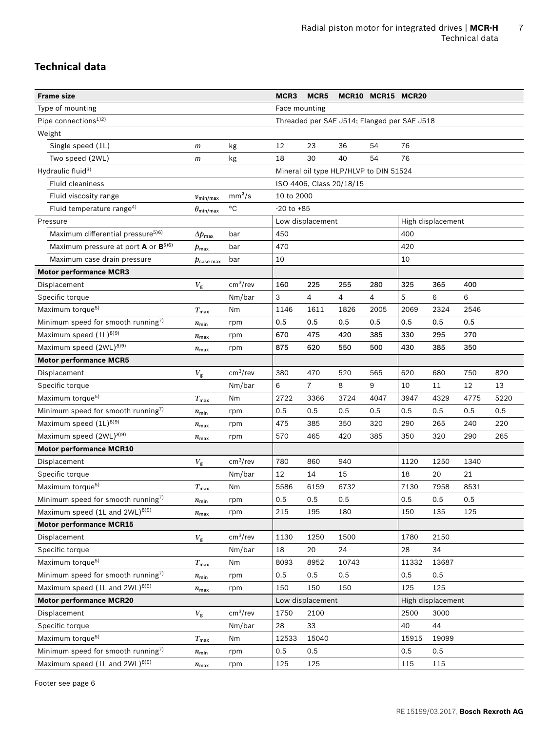## Technical data

| Frame size | | | MCR3 | MCR5 | MCR10 | MCR15 | MCR20 | | | |
|---|---|---|---|---|---|---|---|---|---|---|
| Type of mounting | | | Face mounting | | | | | | | |
| Pipe connections[1)2)] | | | Threaded per SAE J514; Flanged per SAE J518 | | | | | | | |
| Weight | | | | | | | | | | |
| Single speed (1L) | $m$ | kg | 12 | 23 | 36 | 54 | 76 | | | |
| Two speed (2WL) | $m$ | kg | 18 | 30 | 40 | 54 | 76 | | | |
| Hydraulic fluid[3)] | | | Mineral oil type HLP/HLVP to DIN 51524 | | | | | | | |
| Fluid cleaniness | | | ISO 4406, Class 20/18/15 | | | | | | | |
| Fluid viscosity range | $\upsilon_{min/max}$ | mm²/s | 10 to 2000 | | | | | | | |
| Fluid temperature range[4)] | $\theta_{min/max}$ | °C | -20 to +85 | | | | | | | |
| Pressure | | | Low displacement | | | | High displacement | | | |
| Maximum differential pressure[5)6)] | $\Delta p_{max}$ | bar | 450 | | | | 400 | | | |
| Maximum pressure at port **A** or **B**[5)6)] | $p_{max}$ | bar | 470 | | | | 420 | | | |
| Maximum case drain pressure | $p_{case\ max}$ | bar | 10 | | | | 10 | | | |
| **Motor performance MCR3** | | | | | | | | | | |
| Displacement | $V_g$ | cm³/rev | 160 | 225 | 255 | 280 | 325 | 365 | 400 | |
| Specific torque | | Nm/bar | 3 | 4 | 4 | 4 | 5 | 6 | 6 | |
| Maximum torque[5)] | $T_{max}$ | Nm | 1146 | 1611 | 1826 | 2005 | 2069 | 2324 | 2546 | |
| Minimum speed for smooth running[7)] | $n_{min}$ | rpm | 0.5 | 0.5 | 0.5 | 0.5 | 0.5 | 0.5 | 0.5 | |
| Maximum speed (1L)[8)9)] | $n_{max}$ | rpm | 670 | 475 | 420 | 385 | 330 | 295 | 270 | |
| Maximum speed (2WL)[8)9)] | $n_{max}$ | rpm | 875 | 620 | 550 | 500 | 430 | 385 | 350 | |
| **Motor performance MCR5** | | | | | | | | | | |
| Displacement | $V_g$ | cm³/rev | 380 | 470 | 520 | 565 | 620 | 680 | 750 | 820 |
| Specific torque | | Nm/bar | 6 | 7 | 8 | 9 | 10 | 11 | 12 | 13 |
| Maximum torque[5)] | $T_{max}$ | Nm | 2722 | 3366 | 3724 | 4047 | 3947 | 4329 | 4775 | 5220 |
| Minimum speed for smooth running[7)] | $n_{min}$ | rpm | 0.5 | 0.5 | 0.5 | 0.5 | 0.5 | 0.5 | 0.5 | 0.5 |
| Maximum speed (1L)[8)9)] | $n_{max}$ | rpm | 475 | 385 | 350 | 320 | 290 | 265 | 240 | 220 |
| Maximum speed (2WL)[8)9)] | $n_{max}$ | rpm | 570 | 465 | 420 | 385 | 350 | 320 | 290 | 265 |
| **Motor performance MCR10** | | | | | | | | | | |
| Displacement | $V_g$ | cm³/rev | 780 | 860 | 940 | | 1120 | 1250 | 1340 | |
| Specific torque | | Nm/bar | 12 | 14 | 15 | | 18 | 20 | 21 | |
| Maximum torque[5)] | $T_{max}$ | Nm | 5586 | 6159 | 6732 | | 7130 | 7958 | 8531 | |
| Minimum speed for smooth running[7)] | $n_{min}$ | rpm | 0.5 | 0.5 | 0.5 | | 0.5 | 0.5 | 0.5 | |
| Maximum speed (1L and 2WL)[8)9)] | $n_{max}$ | rpm | 215 | 195 | 180 | | 150 | 135 | 125 | |
| **Motor performance MCR15** | | | | | | | | | | |
| Displacement | $V_g$ | cm³/rev | 1130 | 1250 | 1500 | | 1780 | 2150 | | |
| Specific torque | | Nm/bar | 18 | 20 | 24 | | 28 | 34 | | |
| Maximum torque[5)] | $T_{max}$ | Nm | 8093 | 8952 | 10743 | | 11332 | 13687 | | |
| Minimum speed for smooth running[7)] | $n_{min}$ | rpm | 0.5 | 0.5 | 0.5 | | 0.5 | 0.5 | | |
| Maximum speed (1L and 2WL)[8)9)] | $n_{max}$ | rpm | 150 | 150 | 150 | | 125 | 125 | | |
| **Motor performance MCR20** | | | Low displacement | | | | High displacement | | | |
| Displacement | $V_g$ | cm³/rev | 1750 | 2100 | | | 2500 | 3000 | | |
| Specific torque | | Nm/bar | 28 | 33 | | | 40 | 44 | | |
| Maximum torque[5)] | $T_{max}$ | Nm | 12533 | 15040 | | | 15915 | 19099 | | |
| Minimum speed for smooth running[7)] | $n_{min}$ | rpm | 0.5 | 0.5 | | | 0.5 | 0.5 | | |
| Maximum speed (1L and 2WL)[8)9)] | $n_{max}$ | rpm | 125 | 125 | | | 115 | 115 | | |

Footer see page 6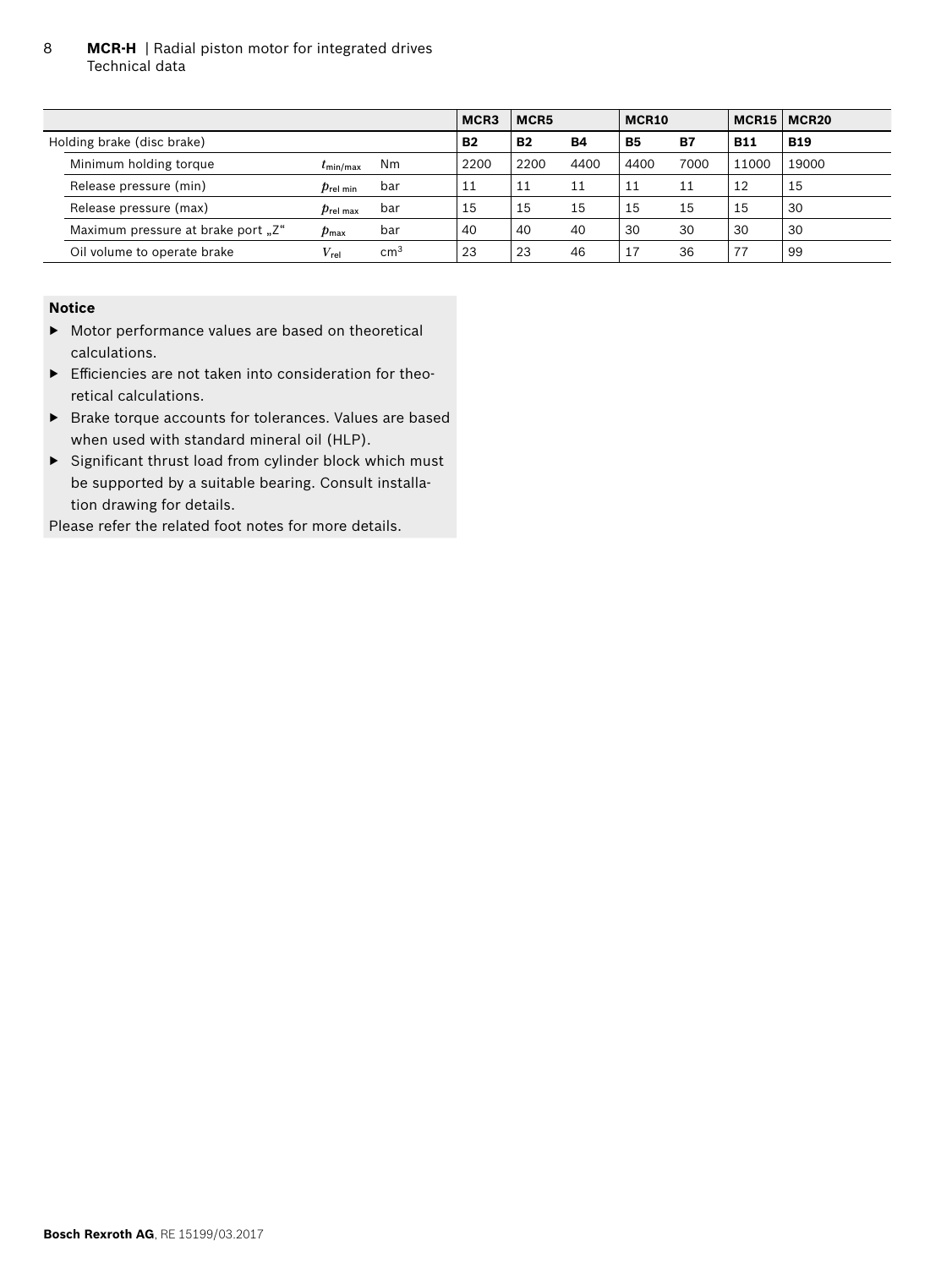| | | | MCR3 | MCR5 | | MCR10 | | MCR15 | MCR20 |
|---|---|---|---|---|---|---|---|---|---|
| Holding brake (disc brake) | | | **B2** | **B2** | **B4** | **B5** | **B7** | **B11** | **B19** |
| Minimum holding torque | $t_{min/max}$ | Nm | 2200 | 2200 | 4400 | 4400 | 7000 | 11000 | 19000 |
| Release pressure (min) | $p_{rel\ min}$ | bar | 11 | 11 | 11 | 11 | 11 | 12 | 15 |
| Release pressure (max) | $p_{rel\ max}$ | bar | 15 | 15 | 15 | 15 | 15 | 15 | 30 |
| Maximum pressure at brake port „Z" | $p_{max}$ | bar | 40 | 40 | 40 | 30 | 30 | 30 | 30 |
| Oil volume to operate brake | $V_{rel}$ | $cm^3$ | 23 | 23 | 46 | 17 | 36 | 77 | 99 |

**Notice**

- Motor performance values are based on theoretical calculations.
- Efficiencies are not taken into consideration for theoretical calculations.
- Brake torque accounts for tolerances. Values are based when used with standard mineral oil (HLP).
- Significant thrust load from cylinder block which must be supported by a suitable bearing. Consult installation drawing for details.

Please refer the related foot notes for more details.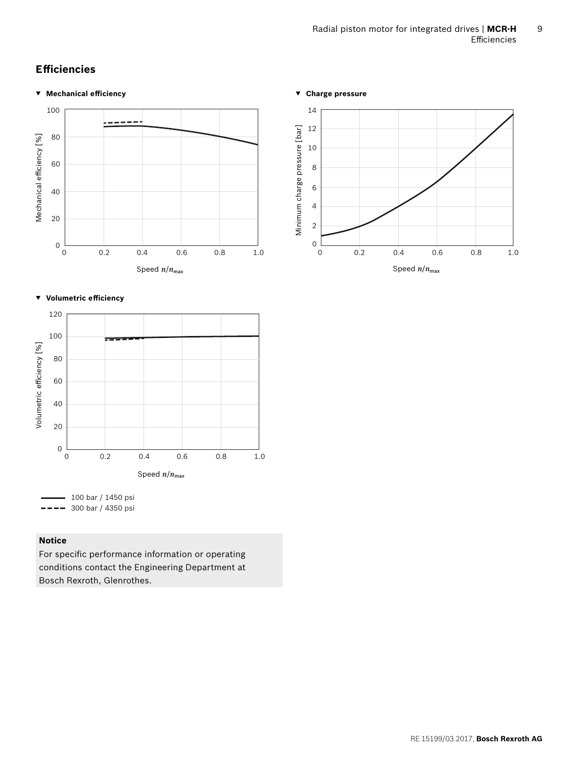## Efficiencies

▼ **Mechanical efficiency**

▼ **Charge pressure**

▼ **Volumetric efficiency**

100 bar / 1450 psi
300 bar / 4350 psi

**Notice**

For specific performance information or operating conditions contact the Engineering Department at Bosch Rexroth, Glenrothes.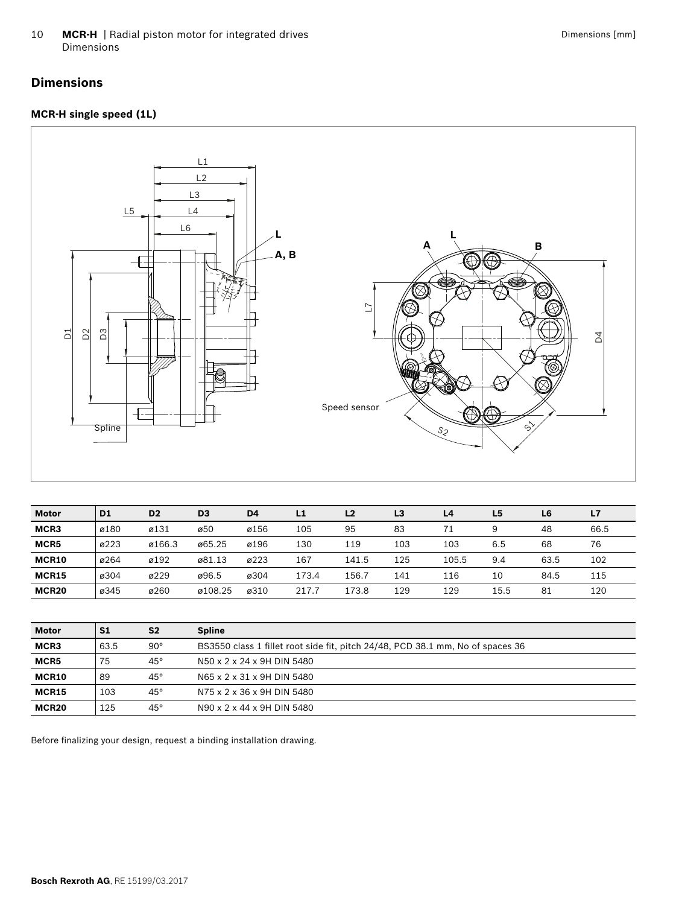## Dimensions

### MCR-H single speed (1L)

| Motor | D1 | D2 | D3 | D4 | L1 | L2 | L3 | L4 | L5 | L6 | L7 |
|---|---|---|---|---|---|---|---|---|---|---|---|
| **MCR3** | ø180 | ø131 | ø50 | ø156 | 105 | 95 | 83 | 71 | 9 | 48 | 66.5 |
| **MCR5** | ø223 | ø166.3 | ø65.25 | ø196 | 130 | 119 | 103 | 103 | 6.5 | 68 | 76 |
| **MCR10** | ø264 | ø192 | ø81.13 | ø223 | 167 | 141.5 | 125 | 105.5 | 9.4 | 63.5 | 102 |
| **MCR15** | ø304 | ø229 | ø96.5 | ø304 | 173.4 | 156.7 | 141 | 116 | 10 | 84.5 | 115 |
| **MCR20** | ø345 | ø260 | ø108.25 | ø310 | 217.7 | 173.8 | 129 | 129 | 15.5 | 81 | 120 |

| Motor | S1 | S2 | Spline |
|---|---|---|---|
| **MCR3** | 63.5 | 90° | BS3550 class 1 fillet root side fit, pitch 24/48, PCD 38.1 mm, No of spaces 36 |
| **MCR5** | 75 | 45° | N50 x 2 x 24 x 9H DIN 5480 |
| **MCR10** | 89 | 45° | N65 x 2 x 31 x 9H DIN 5480 |
| **MCR15** | 103 | 45° | N75 x 2 x 36 x 9H DIN 5480 |
| **MCR20** | 125 | 45° | N90 x 2 x 44 x 9H DIN 5480 |

Before finalizing your design, request a binding installation drawing.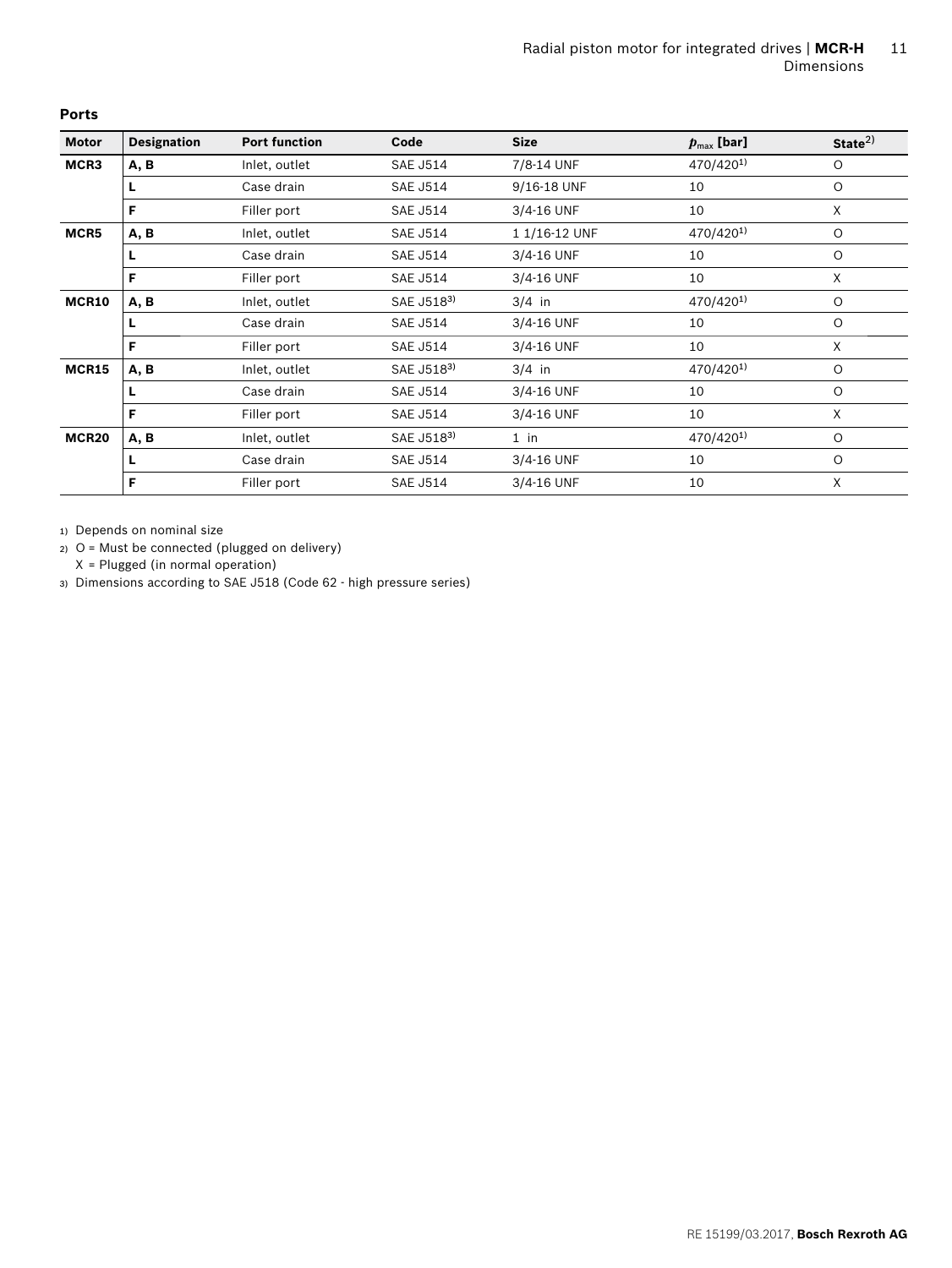## Ports

| Motor | Designation | Port function | Code | Size | $p_{max}$ [bar] | State[2] |
|---|---|---|---|---|---|---|
| **MCR3** | **A, B** | Inlet, outlet | SAE J514 | 7/8-14 UNF | 470/420[1] | O |
| | **L** | Case drain | SAE J514 | 9/16-18 UNF | 10 | O |
| | **F** | Filler port | SAE J514 | 3/4-16 UNF | 10 | X |
| **MCR5** | **A, B** | Inlet, outlet | SAE J514 | 1 1/16-12 UNF | 470/420[1] | O |
| | **L** | Case drain | SAE J514 | 3/4-16 UNF | 10 | O |
| | **F** | Filler port | SAE J514 | 3/4-16 UNF | 10 | X |
| **MCR10** | **A, B** | Inlet, outlet | SAE J518[3] | 3/4 in | 470/420[1] | O |
| | **L** | Case drain | SAE J514 | 3/4-16 UNF | 10 | O |
| | **F** | Filler port | SAE J514 | 3/4-16 UNF | 10 | X |
| **MCR15** | **A, B** | Inlet, outlet | SAE J518[3] | 3/4 in | 470/420[1] | O |
| | **L** | Case drain | SAE J514 | 3/4-16 UNF | 10 | O |
| | **F** | Filler port | SAE J514 | 3/4-16 UNF | 10 | X |
| **MCR20** | **A, B** | Inlet, outlet | SAE J518[3] | 1 in | 470/420[1] | O |
| | **L** | Case drain | SAE J514 | 3/4-16 UNF | 10 | O |
| | **F** | Filler port | SAE J514 | 3/4-16 UNF | 10 | X |

1) Depends on nominal size

2) O = Must be connected (plugged on delivery)
X = Plugged (in normal operation)

3) Dimensions according to SAE J518 (Code 62 - high pressure series)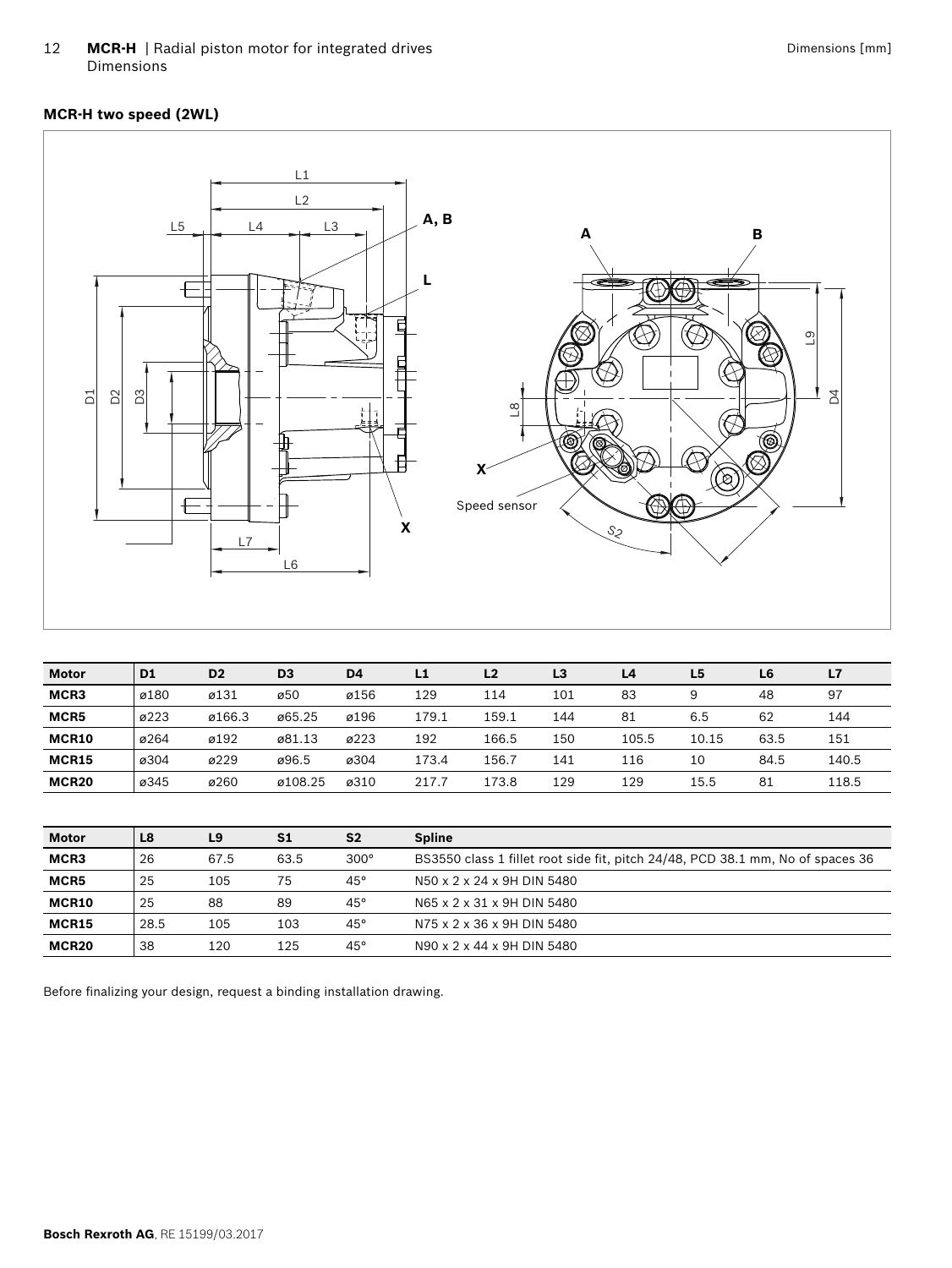## MCR-H two speed (2WL)

| Motor | D1 | D2 | D3 | D4 | L1 | L2 | L3 | L4 | L5 | L6 | L7 |
|---|---|---|---|---|---|---|---|---|---|---|---|
| **MCR3** | ø180 | ø131 | ø50 | ø156 | 129 | 114 | 101 | 83 | 9 | 48 | 97 |
| **MCR5** | ø223 | ø166.3 | ø65.25 | ø196 | 179.1 | 159.1 | 144 | 81 | 6.5 | 62 | 144 |
| **MCR10** | ø264 | ø192 | ø81.13 | ø223 | 192 | 166.5 | 150 | 105.5 | 10.15 | 63.5 | 151 |
| **MCR15** | ø304 | ø229 | ø96.5 | ø304 | 173.4 | 156.7 | 141 | 116 | 10 | 84.5 | 140.5 |
| **MCR20** | ø345 | ø260 | ø108.25 | ø310 | 217.7 | 173.8 | 129 | 129 | 15.5 | 81 | 118.5 |

| Motor | L8 | L9 | S1 | S2 | Spline |
|---|---|---|---|---|---|
| **MCR3** | 26 | 67.5 | 63.5 | 300° | BS3550 class 1 fillet root side fit, pitch 24/48, PCD 38.1 mm, No of spaces 36 |
| **MCR5** | 25 | 105 | 75 | 45° | N50 x 2 x 24 x 9H DIN 5480 |
| **MCR10** | 25 | 88 | 89 | 45° | N65 x 2 x 31 x 9H DIN 5480 |
| **MCR15** | 28.5 | 105 | 103 | 45° | N75 x 2 x 36 x 9H DIN 5480 |
| **MCR20** | 38 | 120 | 125 | 45° | N90 x 2 x 44 x 9H DIN 5480 |

Before finalizing your design, request a binding installation drawing.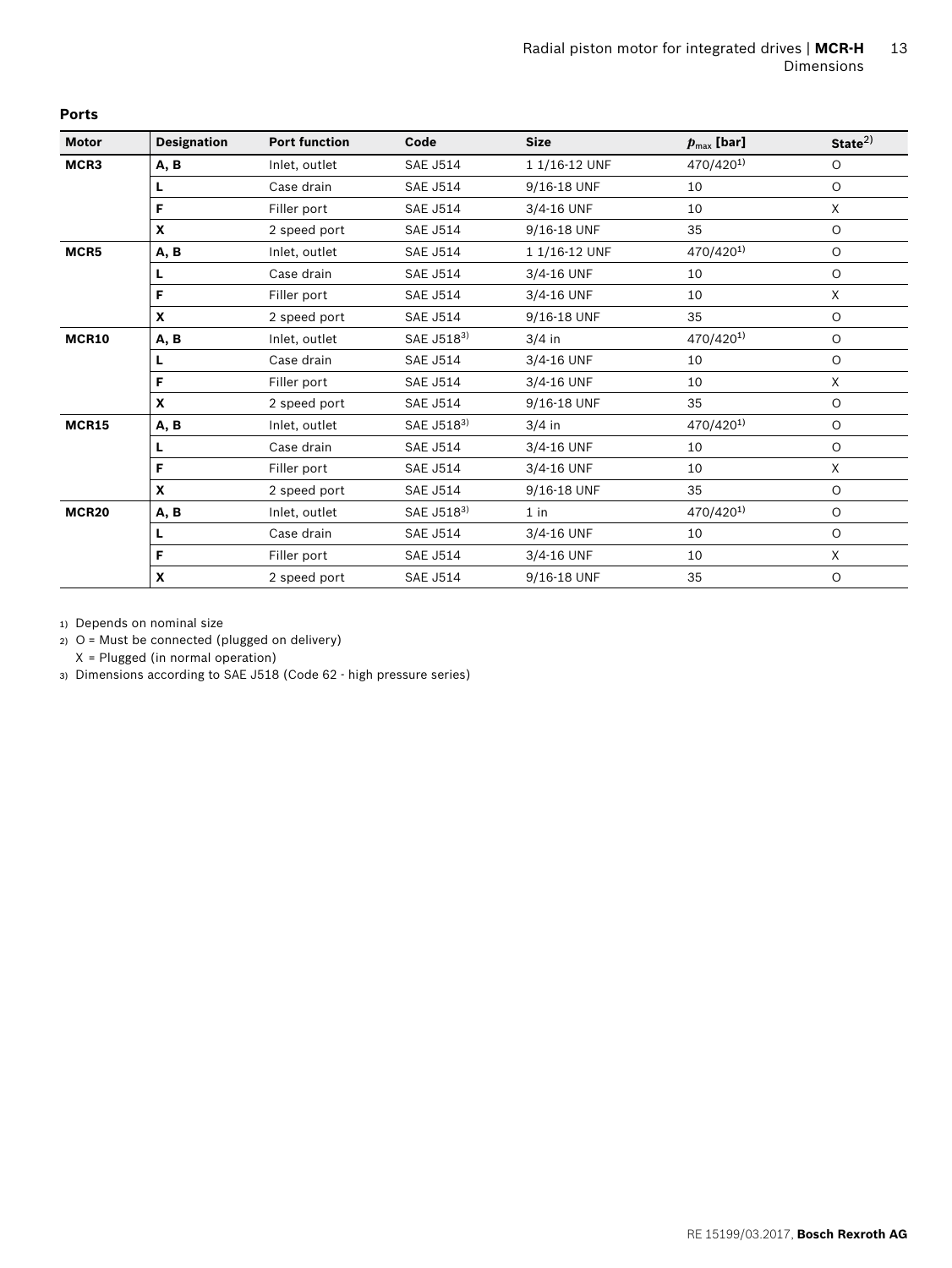## Ports

| Motor | Designation | Port function | Code | Size | $p_{max}$ [bar] | State[2] |
|---|---|---|---|---|---|---|
| **MCR3** | **A, B** | Inlet, outlet | SAE J514 | 1 1/16-12 UNF | 470/420[1] | O |
| | **L** | Case drain | SAE J514 | 9/16-18 UNF | 10 | O |
| | **F** | Filler port | SAE J514 | 3/4-16 UNF | 10 | X |
| | **X** | 2 speed port | SAE J514 | 9/16-18 UNF | 35 | O |
| **MCR5** | **A, B** | Inlet, outlet | SAE J514 | 1 1/16-12 UNF | 470/420[1] | O |
| | **L** | Case drain | SAE J514 | 3/4-16 UNF | 10 | O |
| | **F** | Filler port | SAE J514 | 3/4-16 UNF | 10 | X |
| | **X** | 2 speed port | SAE J514 | 9/16-18 UNF | 35 | O |
| **MCR10** | **A, B** | Inlet, outlet | SAE J518[3] | 3/4 in | 470/420[1] | O |
| | **L** | Case drain | SAE J514 | 3/4-16 UNF | 10 | O |
| | **F** | Filler port | SAE J514 | 3/4-16 UNF | 10 | X |
| | **X** | 2 speed port | SAE J514 | 9/16-18 UNF | 35 | O |
| **MCR15** | **A, B** | Inlet, outlet | SAE J518[3] | 3/4 in | 470/420[1] | O |
| | **L** | Case drain | SAE J514 | 3/4-16 UNF | 10 | O |
| | **F** | Filler port | SAE J514 | 3/4-16 UNF | 10 | X |
| | **X** | 2 speed port | SAE J514 | 9/16-18 UNF | 35 | O |
| **MCR20** | **A, B** | Inlet, outlet | SAE J518[3] | 1 in | 470/420[1] | O |
| | **L** | Case drain | SAE J514 | 3/4-16 UNF | 10 | O |
| | **F** | Filler port | SAE J514 | 3/4-16 UNF | 10 | X |
| | **X** | 2 speed port | SAE J514 | 9/16-18 UNF | 35 | O |

1) Depends on nominal size

2) O = Must be connected (plugged on delivery)
   X = Plugged (in normal operation)

3) Dimensions according to SAE J518 (Code 62 - high pressure series)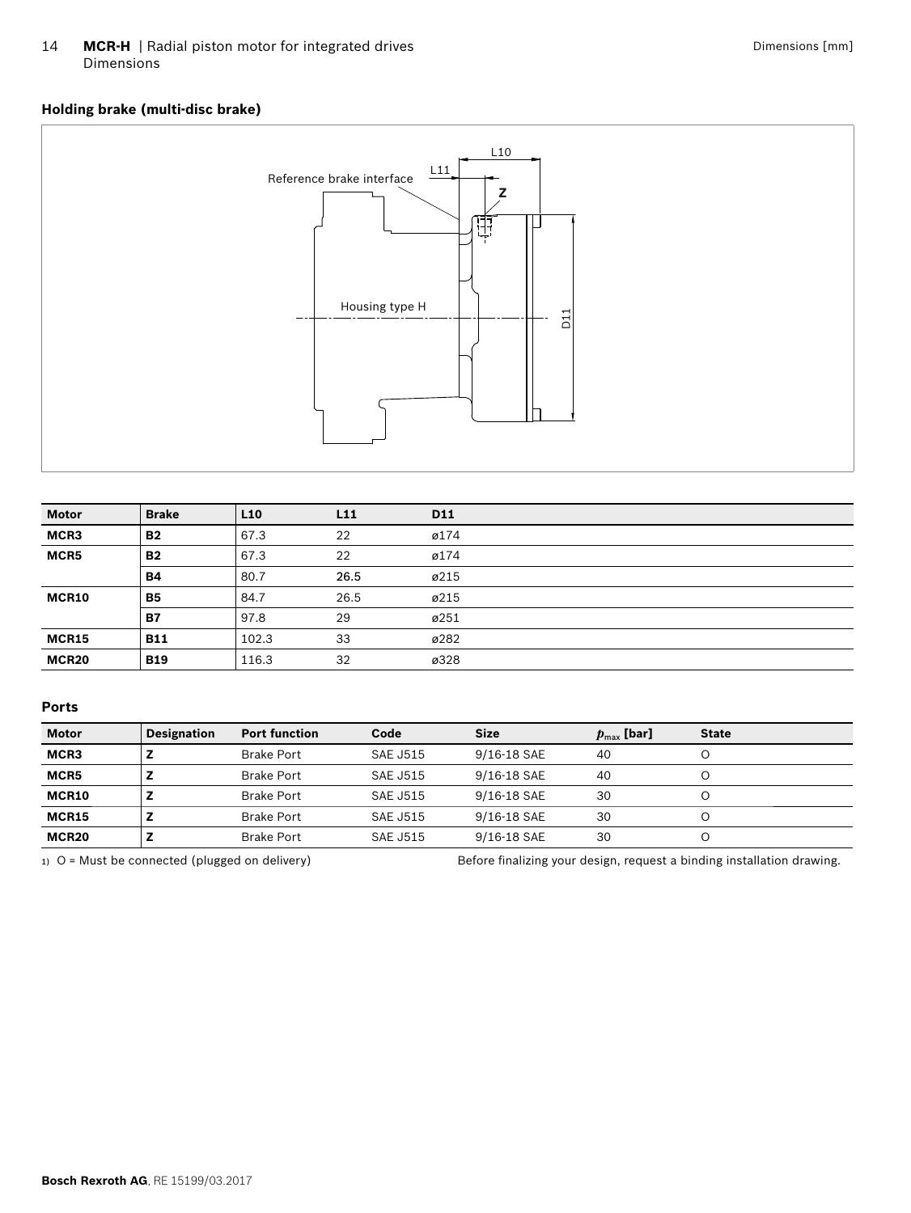## Holding brake (multi-disc brake)

| Motor | Brake | L10 | L11 | D11 |
|---|---|---|---|---|
| MCR3 | B2 | 67.3 | 22 | ø174 |
| MCR5 | B2 | 67.3 | 22 | ø174 |
| | B4 | 80.7 | 26.5 | ø215 |
| MCR10 | B5 | 84.7 | 26.5 | ø215 |
| | B7 | 97.8 | 29 | ø251 |
| MCR15 | B11 | 102.3 | 33 | ø282 |
| MCR20 | B19 | 116.3 | 32 | ø328 |

## Ports

| Motor | Designation | Port function | Code | Size | $p_{max}$ [bar] | State |
|---|---|---|---|---|---|---|
| MCR3 | Z | Brake Port | SAE J515 | 9/16-18 SAE | 40 | O |
| MCR5 | Z | Brake Port | SAE J515 | 9/16-18 SAE | 40 | O |
| MCR10 | Z | Brake Port | SAE J515 | 9/16-18 SAE | 30 | O |
| MCR15 | Z | Brake Port | SAE J515 | 9/16-18 SAE | 30 | O |
| MCR20 | Z | Brake Port | SAE J515 | 9/16-18 SAE | 30 | O |

1) O = Must be connected (plugged on delivery)

Before finalizing your design, request a binding installation drawing.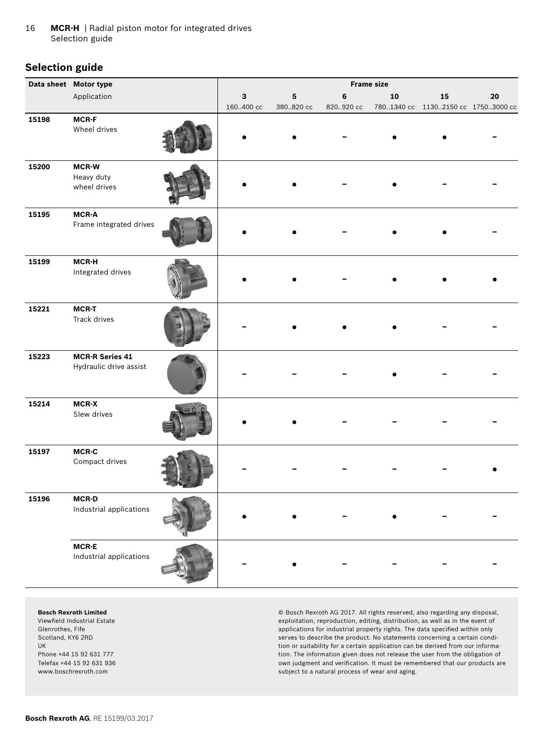## Selection guide

| Data sheet | Motor type<br>Application | Frame size<br>3<br>160..400 cc | <br>5<br>380..820 cc | <br>6<br>820..920 cc | <br>10<br>780..1340 cc | <br>15<br>1130..2150 cc | <br>20<br>1750..3000 cc |
|---|---|---|---|---|---|---|---|
| 15198 | **MCR-F**<br>Wheel drives | ● | ● | – | ● | ● | – |
| 15200 | **MCR-W**<br>Heavy duty wheel drives | ● | ● | – | ● | – | – |
| 15195 | **MCR-A**<br>Frame integrated drives | ● | ● | – | ● | ● | – |
| 15199 | **MCR-H**<br>Integrated drives | ● | ● | – | ● | ● | ● |
| 15221 | **MCR-T**<br>Track drives | – | ● | ● | ● | – | – |
| 15223 | **MCR-R Series 41**<br>Hydraulic drive assist | – | – | – | ● | – | – |
| 15214 | **MCR-X**<br>Slew drives | ● | ● | – | – | – | – |
| 15197 | **MCR-C**<br>Compact drives | – | – | – | – | – | ● |
| 15196 | **MCR-D**<br>Industrial applications | ● | ● | – | ● | – | – |
| | **MCR-E**<br>Industrial applications | – | ● | – | – | – | – |

**Bosch Rexroth Limited**
Viewfield Industrial Estate
Glenrothes, Fife
Scotland, KY6 2RD
UK
Phone +44 15 92 631 777
Telefax +44 15 92 631 936
www.boschrexroth.com

© Bosch Rexroth AG 2017. All rights reserved, also regarding any disposal, exploitation, reproduction, editing, distribution, as well as in the event of applications for industrial property rights. The data specified within only serves to describe the product. No statements concerning a certain condition or suitability for a certain application can be derived from our information. The information given does not release the user from the obligation of own judgment and verification. It must be remembered that our products are subject to a natural process of wear and aging.